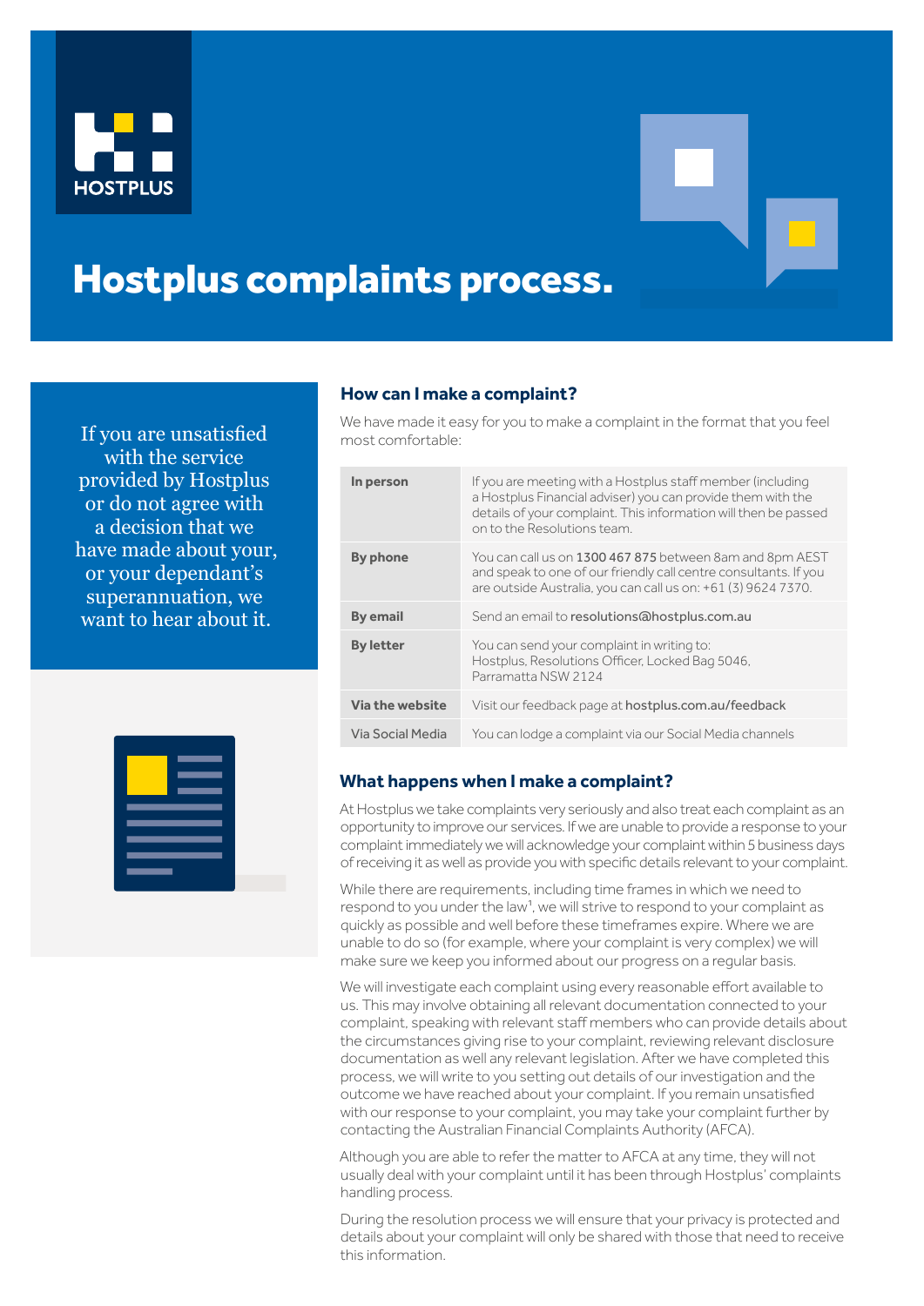# Hostplus complaints process.

If you are unsatisfied with the service provided by Hostplus or do not agree with a decision that we have made about your, or your dependant's superannuation, we want to hear about it.

## How can I make a complaint?

We have made it easy for you to make a complaint in the format that you feel most comfortable:

| | |
|---|---|
| **In person** | If you are meeting with a Hostplus staff member (including a Hostplus Financial adviser) you can provide them with the details of your complaint. This information will then be passed on to the Resolutions team. |
| **By phone** | You can call us on **1300 467 875** between 8am and 8pm AEST and speak to one of our friendly call centre consultants. If you are outside Australia, you can call us on: +61 (3) 9624 7370. |
| **By email** | Send an email to **resolutions@hostplus.com.au** |
| **By letter** | You can send your complaint in writing to: Hostplus, Resolutions Officer, Locked Bag 5046, Parramatta NSW 2124 |
| **Via the website** | Visit our feedback page at **hostplus.com.au/feedback** |
| Via Social Media | You can lodge a complaint via our Social Media channels |

## What happens when I make a complaint?

At Hostplus we take complaints very seriously and also treat each complaint as an opportunity to improve our services. If we are unable to provide a response to your complaint immediately we will acknowledge your complaint within 5 business days of receiving it as well as provide you with specific details relevant to your complaint.

While there are requirements, including time frames in which we need to respond to you under the law[1], we will strive to respond to your complaint as quickly as possible and well before these timeframes expire. Where we are unable to do so (for example, where your complaint is very complex) we will make sure we keep you informed about our progress on a regular basis.

We will investigate each complaint using every reasonable effort available to us. This may involve obtaining all relevant documentation connected to your complaint, speaking with relevant staff members who can provide details about the circumstances giving rise to your complaint, reviewing relevant disclosure documentation as well any relevant legislation. After we have completed this process, we will write to you setting out details of our investigation and the outcome we have reached about your complaint. If you remain unsatisfied with our response to your complaint, you may take your complaint further by contacting the Australian Financial Complaints Authority (AFCA).

Although you are able to refer the matter to AFCA at any time, they will not usually deal with your complaint until it has been through Hostplus' complaints handling process.

During the resolution process we will ensure that your privacy is protected and details about your complaint will only be shared with those that need to receive this information.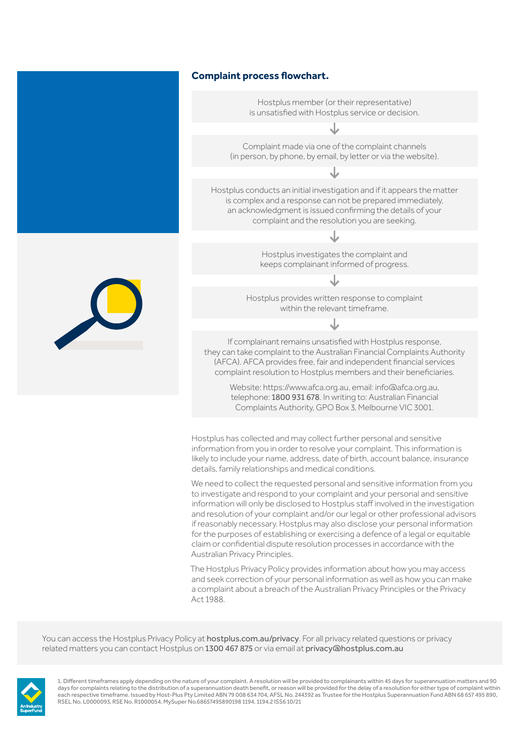## Complaint process flowchart.

Hostplus member (or their representative) is unsatisfied with Hostplus service or decision.

↓

Complaint made via one of the complaint channels (in person, by phone, by email, by letter or via the website).

↓

Hostplus conducts an initial investigation and if it appears the matter is complex and a response can not be prepared immediately, an acknowledgment is issued confirming the details of your complaint and the resolution you are seeking.

↓

Hostplus investigates the complaint and keeps complainant informed of progress.

↓

Hostplus provides written response to complaint within the relevant timeframe.

↓

If complainant remains unsatisfied with Hostplus response, they can take complaint to the Australian Financial Complaints Authority (AFCA). AFCA provides free, fair and independent financial services complaint resolution to Hostplus members and their beneficiaries.

Website: https://www.afca.org.au, email: info@afca.org.au, telephone: **1800 931 678**. In writing to: Australian Financial Complaints Authority, GPO Box 3, Melbourne VIC 3001.

Hostplus has collected and may collect further personal and sensitive information from you in order to resolve your complaint. This information is likely to include your name, address, date of birth, account balance, insurance details, family relationships and medical conditions.

We need to collect the requested personal and sensitive information from you to investigate and respond to your complaint and your personal and sensitive information will only be disclosed to Hostplus staff involved in the investigation and resolution of your complaint and/or our legal or other professional advisors if reasonably necessary. Hostplus may also disclose your personal information for the purposes of establishing or exercising a defence of a legal or equitable claim or confidential dispute resolution processes in accordance with the Australian Privacy Principles.

The Hostplus Privacy Policy provides information about how you may access and seek correction of your personal information as well as how you can make a complaint about a breach of the Australian Privacy Principles or the Privacy Act 1988.

You can access the Hostplus Privacy Policy at **hostplus.com.au/privacy**. For all privacy related questions or privacy related matters you can contact Hostplus on **1300 467 875** or via email at **privacy@hostplus.com.au**

An Industry SuperFund

1. Different timeframes apply depending on the nature of your complaint. A resolution will be provided to complainants within 45 days for superannuation matters and 90 days for complaints relating to the distribution of a superannuation death benefit, or reason will be provided for the delay of a resolution for either type of complaint within each respective timeframe. Issued by Host-Plus Pty Limited ABN 79 008 634 704, AFSL No. 244392 as Trustee for the Hostplus Superannuation Fund ABN 68 657 495 890, RSEL No. L0000093, RSE No. R1000054. MySuper No.68657495890198 1194. 1194.2 ISS6 10/21